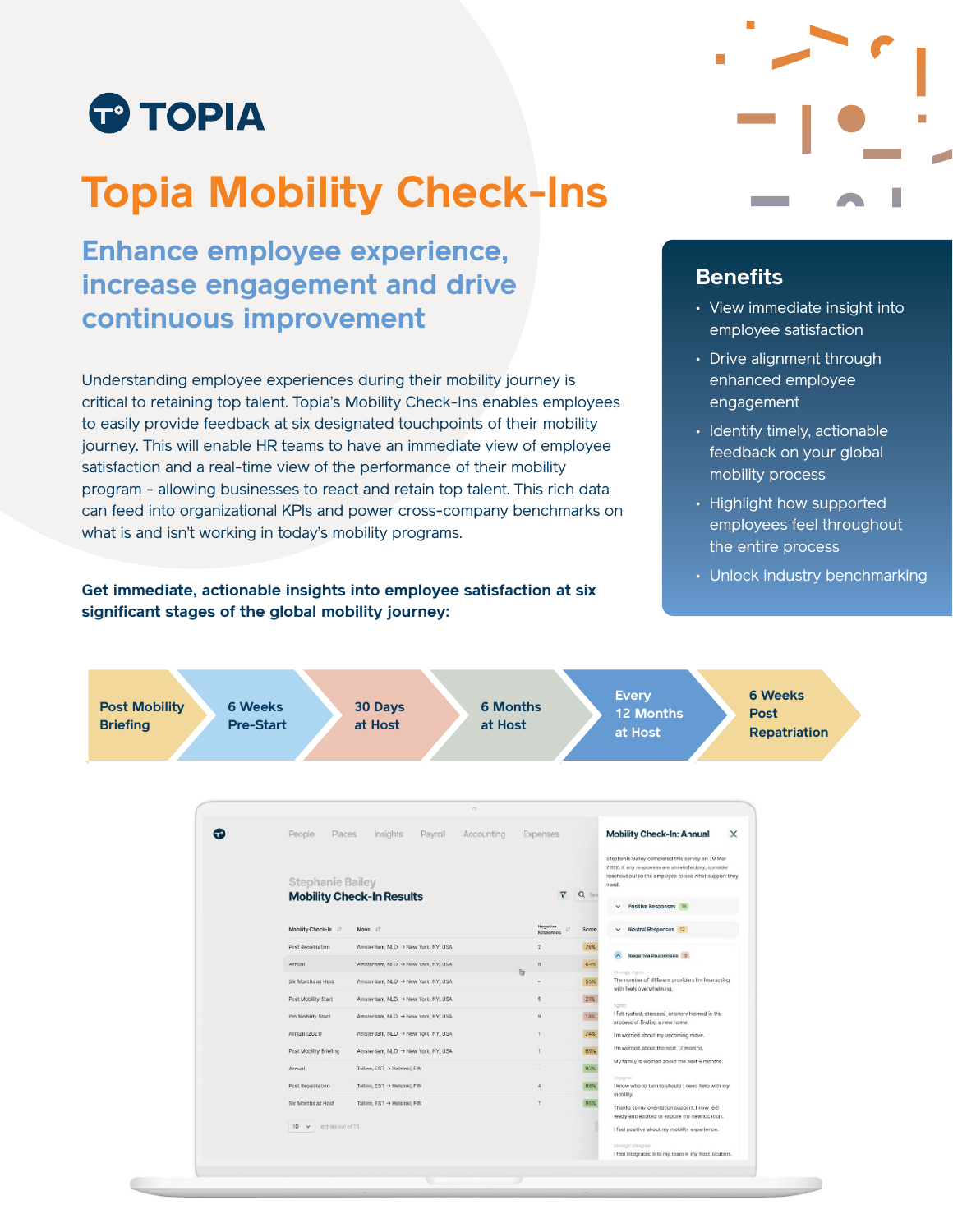# TOPIA

# Topia Mobility Check-Ins

## Enhance employee experience, increase engagement and drive continuous improvement

Understanding employee experiences during their mobility journey is critical to retaining top talent. Topia's Mobility Check-Ins enables employees to easily provide feedback at six designated touchpoints of their mobility journey. This will enable HR teams to have an immediate view of employee satisfaction and a real-time view of the performance of their mobility program - allowing businesses to react and retain top talent. This rich data can feed into organizational KPIs and power cross-company benchmarks on what is and isn't working in today's mobility programs.

### Benefits

- View immediate insight into employee satisfaction
- Drive alignment through enhanced employee engagement
- Identify timely, actionable feedback on your global mobility process
- Highlight how supported employees feel throughout the entire process
- Unlock industry benchmarking

**Get immediate, actionable insights into employee satisfaction at six significant stages of the global mobility journey:**

1. Post Mobility Briefing
2. 6 Weeks Pre-Start
3. 30 Days at Host
4. 6 Months at Host
5. Every 12 Months at Host
6. 6 Weeks Post Repatriation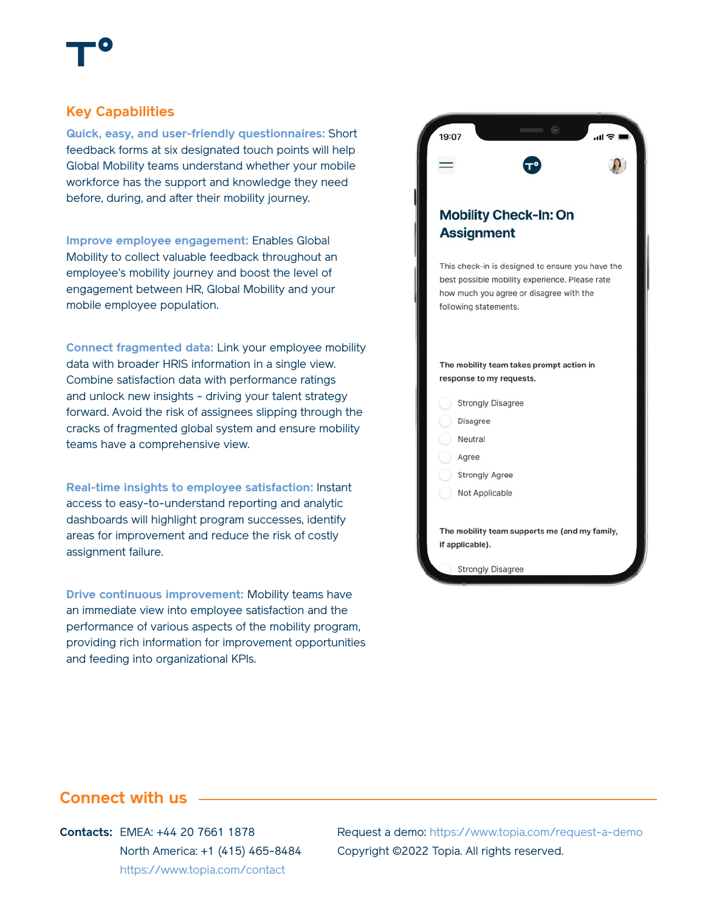## Key Capabilities

**Quick, easy, and user-friendly questionnaires:** Short feedback forms at six designated touch points will help Global Mobility teams understand whether your mobile workforce has the support and knowledge they need before, during, and after their mobility journey.

**Improve employee engagement:** Enables Global Mobility to collect valuable feedback throughout an employee's mobility journey and boost the level of engagement between HR, Global Mobility and your mobile employee population.

**Connect fragmented data:** Link your employee mobility data with broader HRIS information in a single view. Combine satisfaction data with performance ratings and unlock new insights - driving your talent strategy forward. Avoid the risk of assignees slipping through the cracks of fragmented global system and ensure mobility teams have a comprehensive view.

**Real-time insights to employee satisfaction:** Instant access to easy-to-understand reporting and analytic dashboards will highlight program successes, identify areas for improvement and reduce the risk of costly assignment failure.

**Drive continuous improvement:** Mobility teams have an immediate view into employee satisfaction and the performance of various aspects of the mobility program, providing rich information for improvement opportunities and feeding into organizational KPIs.

19:07

**Mobility Check-In: On Assignment**

This check-in is designed to ensure you have the best possible mobility experience. Please rate how much you agree or disagree with the following statements.

**The mobility team takes prompt action in response to my requests.**

- Strongly Disagree
- Disagree
- Neutral
- Agree
- Strongly Agree
- Not Applicable

**The mobility team supports me (and my family, if applicable).**

- Strongly Disagree

## Connect with us

**Contacts:** EMEA: +44 20 7661 1878
North America: +1 (415) 465-8484
https://www.topia.com/contact

Request a demo: https://www.topia.com/request-a-demo
Copyright ©2022 Topia. All rights reserved.